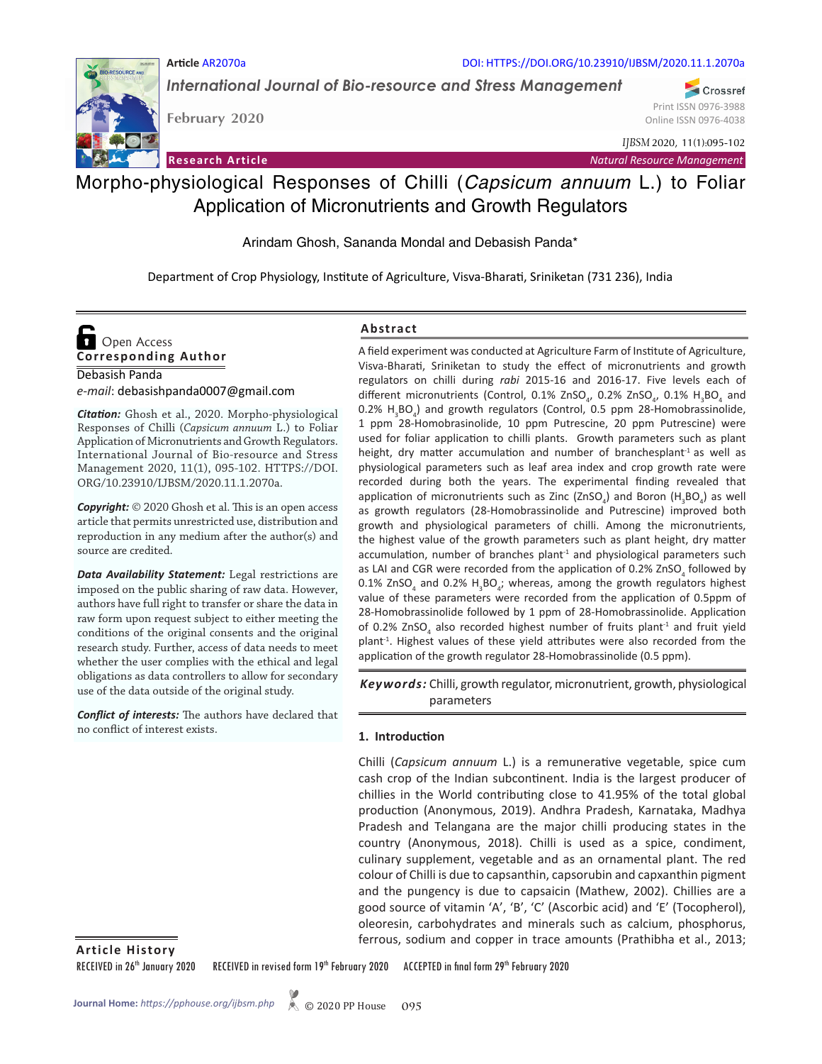Article AR2070a

DOI: HTTPS://DOI.ORG/10.23910/IJBSM/2020.11.1.2070a

*International Journal of Bio-resource and Stress Management*

February 2020

Print ISSN 0976-3988
Online ISSN 0976-4038

*IJBSM* 2020, 11(1):095-102

**Research Article** — *Natural Resource Management*

# Morpho-physiological Responses of Chilli (*Capsicum annuum* L.) to Foliar Application of Micronutrients and Growth Regulators

Arindam Ghosh, Sananda Mondal and Debasish Panda*

Department of Crop Physiology, Institute of Agriculture, Visva-Bharati, Sriniketan (731 236), India

Open Access

**Corresponding Author**

Debasish Panda

*e-mail*: debasishpanda0007@gmail.com

***Citation:*** Ghosh et al., 2020. Morpho-physiological Responses of Chilli (*Capsicum annuum* L.) to Foliar Application of Micronutrients and Growth Regulators. International Journal of Bio-resource and Stress Management 2020, 11(1), 095-102. HTTPS://DOI.ORG/10.23910/IJBSM/2020.11.1.2070a.

***Copyright:*** © 2020 Ghosh et al. This is an open access article that permits unrestricted use, distribution and reproduction in any medium after the author(s) and source are credited.

***Data Availability Statement:*** Legal restrictions are imposed on the public sharing of raw data. However, authors have full right to transfer or share the data in raw form upon request subject to either meeting the conditions of the original consents and the original research study. Further, access of data needs to meet whether the user complies with the ethical and legal obligations as data controllers to allow for secondary use of the data outside of the original study.

***Conflict of interests:*** The authors have declared that no conflict of interest exists.

## Abstract

A field experiment was conducted at Agriculture Farm of Institute of Agriculture, Visva-Bharati, Sriniketan to study the effect of micronutrients and growth regulators on chilli during *rabi* 2015-16 and 2016-17. Five levels each of different micronutrients (Control, 0.1% $ZnSO_4$, 0.2% $ZnSO_4$, 0.1% $H_3BO_4$ and 0.2% $H_3BO_4$) and growth regulators (Control, 0.5 ppm 28-Homobrassinolide, 1 ppm 28-Homobrassinolide, 10 ppm Putrescine, 20 ppm Putrescine) were used for foliar application to chilli plants. Growth parameters such as plant height, dry matter accumulation and number of branchesplant$^{-1}$ as well as physiological parameters such as leaf area index and crop growth rate were recorded during both the years. The experimental finding revealed that application of micronutrients such as Zinc ($ZnSO_4$) and Boron ($H_3BO_4$) as well as growth regulators (28-Homobrassinolide and Putrescine) improved both growth and physiological parameters of chilli. Among the micronutrients, the highest value of the growth parameters such as plant height, dry matter accumulation, number of branches plant$^{-1}$ and physiological parameters such as LAI and CGR were recorded from the application of 0.2% $ZnSO_4$ followed by 0.1% $ZnSO_4$ and 0.2% $H_3BO_4$; whereas, among the growth regulators highest value of these parameters were recorded from the application of 0.5ppm of 28-Homobrassinolide followed by 1 ppm of 28-Homobrassinolide. Application of 0.2% $ZnSO_4$ also recorded highest number of fruits plant$^{-1}$ and fruit yield plant$^{-1}$. Highest values of these yield attributes were also recorded from the application of the growth regulator 28-Homobrassinolide (0.5 ppm).

***Keywords:*** Chilli, growth regulator, micronutrient, growth, physiological parameters

## 1. Introduction

Chilli (*Capsicum annuum* L.) is a remunerative vegetable, spice cum cash crop of the Indian subcontinent. India is the largest producer of chillies in the World contributing close to 41.95% of the total global production (Anonymous, 2019). Andhra Pradesh, Karnataka, Madhya Pradesh and Telangana are the major chilli producing states in the country (Anonymous, 2018). Chilli is used as a spice, condiment, culinary supplement, vegetable and as an ornamental plant. The red colour of Chilli is due to capsanthin, capsorubin and capxanthin pigment and the pungency is due to capsaicin (Mathew, 2002). Chillies are a good source of vitamin 'A', 'B', 'C' (Ascorbic acid) and 'E' (Tocopherol), oleoresin, carbohydrates and minerals such as calcium, phosphorus, ferrous, sodium and copper in trace amounts (Prathibha et al., 2013;

**Article History**

RECEIVED in 26th January 2020 RECEIVED in revised form 19th February 2020 ACCEPTED in final form 29th February 2020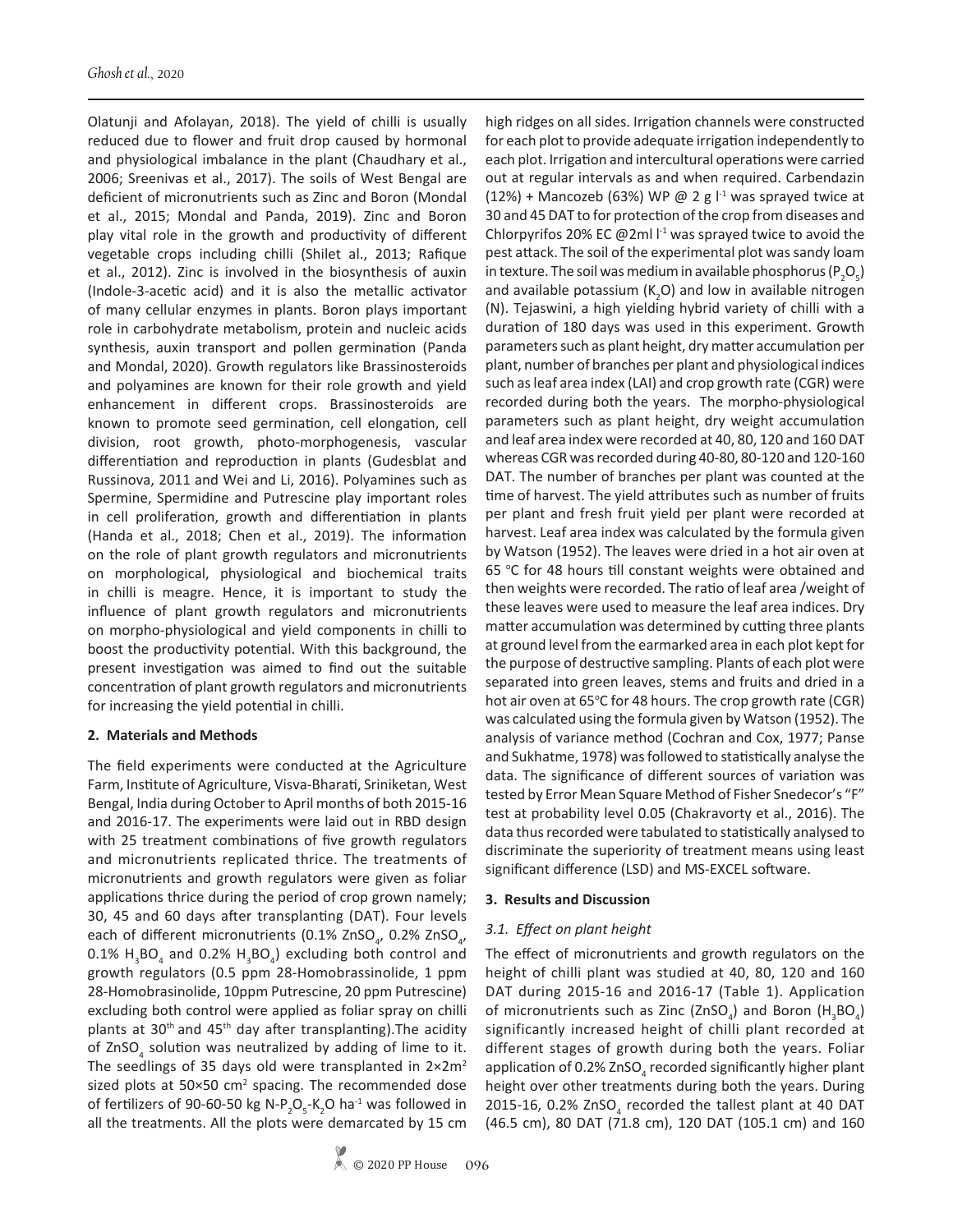Olatunji and Afolayan, 2018). The yield of chilli is usually reduced due to flower and fruit drop caused by hormonal and physiological imbalance in the plant (Chaudhary et al., 2006; Sreenivas et al., 2017). The soils of West Bengal are deficient of micronutrients such as Zinc and Boron (Mondal et al., 2015; Mondal and Panda, 2019). Zinc and Boron play vital role in the growth and productivity of different vegetable crops including chilli (Shilet al., 2013; Rafique et al., 2012). Zinc is involved in the biosynthesis of auxin (Indole-3-acetic acid) and it is also the metallic activator of many cellular enzymes in plants. Boron plays important role in carbohydrate metabolism, protein and nucleic acids synthesis, auxin transport and pollen germination (Panda and Mondal, 2020). Growth regulators like Brassinosteroids and polyamines are known for their role growth and yield enhancement in different crops. Brassinosteroids are known to promote seed germination, cell elongation, cell division, root growth, photo-morphogenesis, vascular differentiation and reproduction in plants (Gudesblat and Russinova, 2011 and Wei and Li, 2016). Polyamines such as Spermine, Spermidine and Putrescine play important roles in cell proliferation, growth and differentiation in plants (Handa et al., 2018; Chen et al., 2019). The information on the role of plant growth regulators and micronutrients on morphological, physiological and biochemical traits in chilli is meagre. Hence, it is important to study the influence of plant growth regulators and micronutrients on morpho-physiological and yield components in chilli to boost the productivity potential. With this background, the present investigation was aimed to find out the suitable concentration of plant growth regulators and micronutrients for increasing the yield potential in chilli.

## 2. Materials and Methods

The field experiments were conducted at the Agriculture Farm, Institute of Agriculture, Visva-Bharati, Sriniketan, West Bengal, India during October to April months of both 2015-16 and 2016-17. The experiments were laid out in RBD design with 25 treatment combinations of five growth regulators and micronutrients replicated thrice. The treatments of micronutrients and growth regulators were given as foliar applications thrice during the period of crop grown namely; 30, 45 and 60 days after transplanting (DAT). Four levels each of different micronutrients (0.1% $ZnSO_4$, 0.2% $ZnSO_4$, 0.1% $H_3BO_4$ and 0.2% $H_3BO_4$) excluding both control and growth regulators (0.5 ppm 28-Homobrassinolide, 1 ppm 28-Homobrasinolide, 10ppm Putrescine, 20 ppm Putrescine) excluding both control were applied as foliar spray on chilli plants at 30th and 45th day after transplanting).The acidity of $ZnSO_4$ solution was neutralized by adding of lime to it. The seedlings of 35 days old were transplanted in $2\times2m^2$ sized plots at $50\times50$ $cm^2$ spacing. The recommended dose of fertilizers of 90-60-50 kg N-$P_2O_5$-$K_2O$ $ha^{-1}$ was followed in all the treatments. All the plots were demarcated by 15 cm high ridges on all sides. Irrigation channels were constructed for each plot to provide adequate irrigation independently to each plot. Irrigation and intercultural operations were carried out at regular intervals as and when required. Carbendazin (12%) + Mancozeb (63%) WP @ 2 g $l^{-1}$ was sprayed twice at 30 and 45 DAT to for protection of the crop from diseases and Chlorpyrifos 20% EC @2ml $l^{-1}$ was sprayed twice to avoid the pest attack. The soil of the experimental plot was sandy loam in texture. The soil was medium in available phosphorus ($P_2O_5$) and available potassium ($K_2O$) and low in available nitrogen (N). Tejaswini, a high yielding hybrid variety of chilli with a duration of 180 days was used in this experiment. Growth parameters such as plant height, dry matter accumulation per plant, number of branches per plant and physiological indices such as leaf area index (LAI) and crop growth rate (CGR) were recorded during both the years. The morpho-physiological parameters such as plant height, dry weight accumulation and leaf area index were recorded at 40, 80, 120 and 160 DAT whereas CGR was recorded during 40-80, 80-120 and 120-160 DAT. The number of branches per plant was counted at the time of harvest. The yield attributes such as number of fruits per plant and fresh fruit yield per plant were recorded at harvest. Leaf area index was calculated by the formula given by Watson (1952). The leaves were dried in a hot air oven at 65 °C for 48 hours till constant weights were obtained and then weights were recorded. The ratio of leaf area /weight of these leaves were used to measure the leaf area indices. Dry matter accumulation was determined by cutting three plants at ground level from the earmarked area in each plot kept for the purpose of destructive sampling. Plants of each plot were separated into green leaves, stems and fruits and dried in a hot air oven at 65°C for 48 hours. The crop growth rate (CGR) was calculated using the formula given by Watson (1952). The analysis of variance method (Cochran and Cox, 1977; Panse and Sukhatme, 1978) was followed to statistically analyse the data. The significance of different sources of variation was tested by Error Mean Square Method of Fisher Snedecor's "F" test at probability level 0.05 (Chakravorty et al., 2016). The data thus recorded were tabulated to statistically analysed to discriminate the superiority of treatment means using least significant difference (LSD) and MS-EXCEL software.

## 3. Results and Discussion

### *3.1. Effect on plant height*

The effect of micronutrients and growth regulators on the height of chilli plant was studied at 40, 80, 120 and 160 DAT during 2015-16 and 2016-17 (Table 1). Application of micronutrients such as Zinc ($ZnSO_4$) and Boron ($H_3BO_4$) significantly increased height of chilli plant recorded at different stages of growth during both the years. Foliar application of 0.2% $ZnSO_4$ recorded significantly higher plant height over other treatments during both the years. During 2015-16, 0.2% $ZnSO_4$ recorded the tallest plant at 40 DAT (46.5 cm), 80 DAT (71.8 cm), 120 DAT (105.1 cm) and 160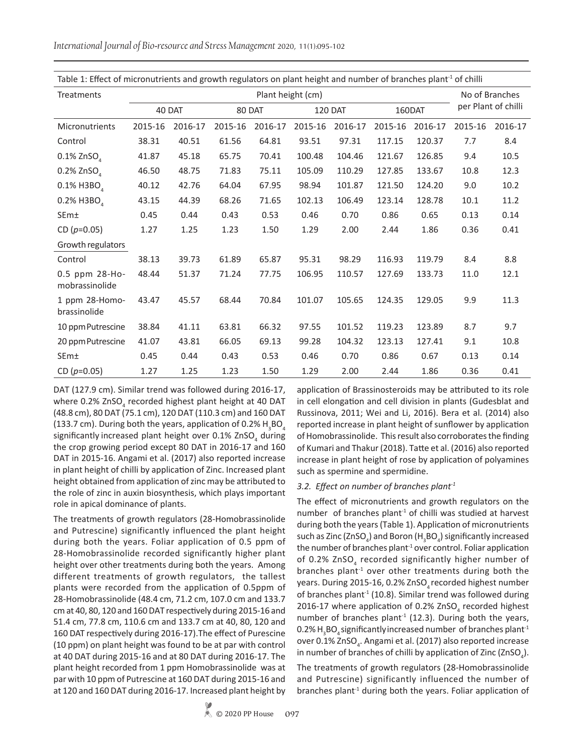Table 1: Effect of micronutrients and growth regulators on plant height and number of branches plant$^{-1}$ of chilli

| Treatments | Plant height (cm) | | | | | | | | No of Branches per Plant of chilli | |
|---|---|---|---|---|---|---|---|---|---|---|
| | 40 DAT | | 80 DAT | | 120 DAT | | 160DAT | | | |
| Micronutrients | 2015-16 | 2016-17 | 2015-16 | 2016-17 | 2015-16 | 2016-17 | 2015-16 | 2016-17 | 2015-16 | 2016-17 |
| Control | 38.31 | 40.51 | 61.56 | 64.81 | 93.51 | 97.31 | 117.15 | 120.37 | 7.7 | 8.4 |
| 0.1% $ZnSO_4$ | 41.87 | 45.18 | 65.75 | 70.41 | 100.48 | 104.46 | 121.67 | 126.85 | 9.4 | 10.5 |
| 0.2% $ZnSO_4$ | 46.50 | 48.75 | 71.83 | 75.11 | 105.09 | 110.29 | 127.85 | 133.67 | 10.8 | 12.3 |
| 0.1% $H3BO_4$ | 40.12 | 42.76 | 64.04 | 67.95 | 98.94 | 101.87 | 121.50 | 124.20 | 9.0 | 10.2 |
| 0.2% $H3BO_4$ | 43.15 | 44.39 | 68.26 | 71.65 | 102.13 | 106.49 | 123.14 | 128.78 | 10.1 | 11.2 |
| SEm± | 0.45 | 0.44 | 0.43 | 0.53 | 0.46 | 0.70 | 0.86 | 0.65 | 0.13 | 0.14 |
| CD ($p$=0.05) | 1.27 | 1.25 | 1.23 | 1.50 | 1.29 | 2.00 | 2.44 | 1.86 | 0.36 | 0.41 |
| Growth regulators | | | | | | | | | | |
| Control | 38.13 | 39.73 | 61.89 | 65.87 | 95.31 | 98.29 | 116.93 | 119.79 | 8.4 | 8.8 |
| 0.5 ppm 28-Homobrassinolide | 48.44 | 51.37 | 71.24 | 77.75 | 106.95 | 110.57 | 127.69 | 133.73 | 11.0 | 12.1 |
| 1 ppm 28-Homobrassinolide | 43.47 | 45.57 | 68.44 | 70.84 | 101.07 | 105.65 | 124.35 | 129.05 | 9.9 | 11.3 |
| 10 ppm Putrescine | 38.84 | 41.11 | 63.81 | 66.32 | 97.55 | 101.52 | 119.23 | 123.89 | 8.7 | 9.7 |
| 20 ppm Putrescine | 41.07 | 43.81 | 66.05 | 69.13 | 99.28 | 104.32 | 123.13 | 127.41 | 9.1 | 10.8 |
| SEm± | 0.45 | 0.44 | 0.43 | 0.53 | 0.46 | 0.70 | 0.86 | 0.67 | 0.13 | 0.14 |
| CD ($p$=0.05) | 1.27 | 1.25 | 1.23 | 1.50 | 1.29 | 2.00 | 2.44 | 1.86 | 0.36 | 0.41 |

DAT (127.9 cm). Similar trend was followed during 2016-17, where 0.2% $ZnSO_4$ recorded highest plant height at 40 DAT (48.8 cm), 80 DAT (75.1 cm), 120 DAT (110.3 cm) and 160 DAT (133.7 cm). During both the years, application of 0.2% $H_3BO_4$ significantly increased plant height over 0.1% $ZnSO_4$ during the crop growing period except 80 DAT in 2016-17 and 160 DAT in 2015-16. Angami et al. (2017) also reported increase in plant height of chilli by application of Zinc. Increased plant height obtained from application of zinc may be attributed to the role of zinc in auxin biosynthesis, which plays important role in apical dominance of plants.

The treatments of growth regulators (28-Homobrassinolide and Putrescine) significantly influenced the plant height during both the years. Foliar application of 0.5 ppm of 28-Homobrassinolide recorded significantly higher plant height over other treatments during both the years. Among different treatments of growth regulators, the tallest plants were recorded from the application of 0.5ppm of 28-Homobrassinolide (48.4 cm, 71.2 cm, 107.0 cm and 133.7 cm at 40, 80, 120 and 160 DAT respectively during 2015-16 and 51.4 cm, 77.8 cm, 110.6 cm and 133.7 cm at 40, 80, 120 and 160 DAT respectively during 2016-17).The effect of Purescine (10 ppm) on plant height was found to be at par with control at 40 DAT during 2015-16 and at 80 DAT during 2016-17. The plant height recorded from 1 ppm Homobrassinolide was at par with 10 ppm of Putrescine at 160 DAT during 2015-16 and at 120 and 160 DAT during 2016-17. Increased plant height by application of Brassinosteroids may be attributed to its role in cell elongation and cell division in plants (Gudesblat and Russinova, 2011; Wei and Li, 2016). Bera et al. (2014) also reported increase in plant height of sunflower by application of Homobrassinolide. This result also corroborates the finding of Kumari and Thakur (2018). Tatte et al. (2016) also reported increase in plant height of rose by application of polyamines such as spermine and spermidine.

### *3.2. Effect on number of branches plant$^{-1}$*

The effect of micronutrients and growth regulators on the number of branches plant$^{-1}$ of chilli was studied at harvest during both the years (Table 1). Application of micronutrients such as Zinc ($ZnSO_4$) and Boron ($H_3BO_4$) significantly increased the number of branches plant$^{-1}$ over control. Foliar application of 0.2% $ZnSO_4$ recorded significantly higher number of branches plant$^{-1}$ over other treatments during both the years. During 2015-16, 0.2% $ZnSO_4$ recorded highest number of branches plant$^{-1}$ (10.8). Similar trend was followed during 2016-17 where application of 0.2% $ZnSO_4$ recorded highest number of branches plant$^{-1}$ (12.3). During both the years, 0.2% $H_3BO_4$ significantly increased number of branches plant$^{-1}$ over 0.1% $ZnSO_4$. Angami et al. (2017) also reported increase in number of branches of chilli by application of Zinc ($ZnSO_4$).

The treatments of growth regulators (28-Homobrassinolide and Putrescine) significantly influenced the number of branches plant$^{-1}$ during both the years. Foliar application of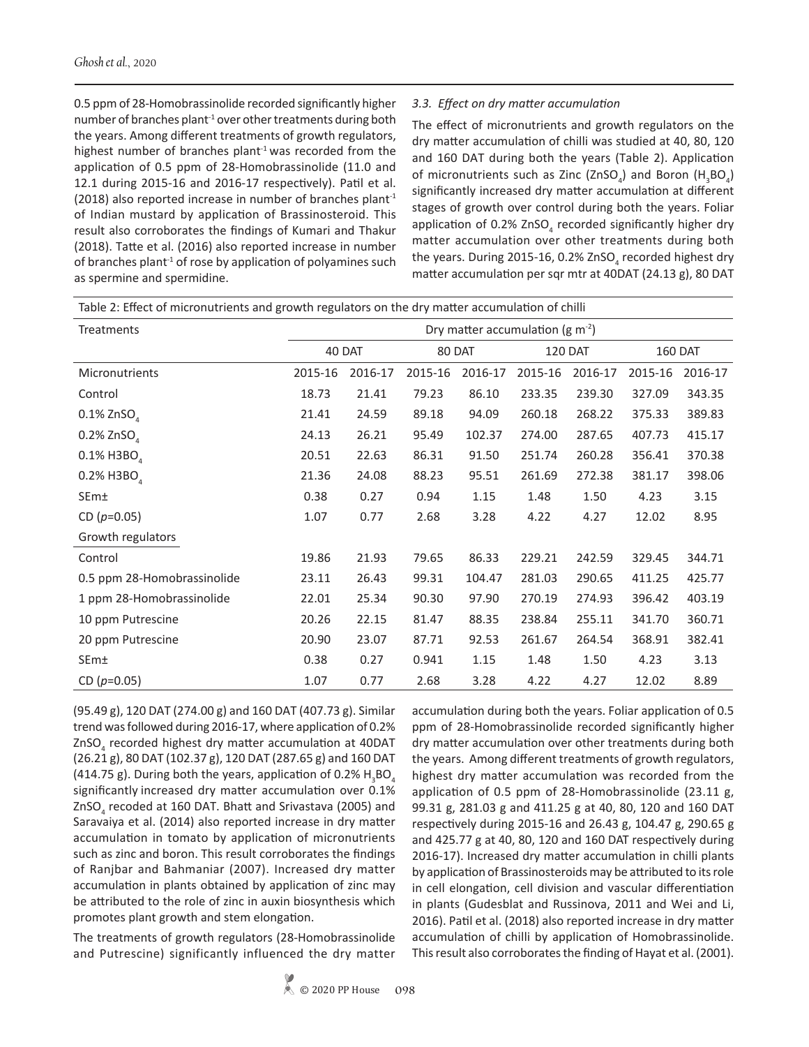0.5 ppm of 28-Homobrassinolide recorded significantly higher number of branches plant$^{-1}$ over other treatments during both the years. Among different treatments of growth regulators, highest number of branches plant$^{-1}$ was recorded from the application of 0.5 ppm of 28-Homobrassinolide (11.0 and 12.1 during 2015-16 and 2016-17 respectively). Patil et al. (2018) also reported increase in number of branches plant$^{-1}$ of Indian mustard by application of Brassinosteroid. This result also corroborates the findings of Kumari and Thakur (2018). Tatte et al. (2016) also reported increase in number of branches plant$^{-1}$ of rose by application of polyamines such as spermine and spermidine.

### *3.3. Effect on dry matter accumulation*

The effect of micronutrients and growth regulators on the dry matter accumulation of chilli was studied at 40, 80, 120 and 160 DAT during both the years (Table 2). Application of micronutrients such as Zinc ($ZnSO_4$) and Boron ($H_3BO_4$) significantly increased dry matter accumulation at different stages of growth over control during both the years. Foliar application of 0.2% $ZnSO_4$ recorded significantly higher dry matter accumulation over other treatments during both the years. During 2015-16, 0.2% $ZnSO_4$ recorded highest dry matter accumulation per sqr mtr at 40DAT (24.13 g), 80 DAT (95.49 g), 120 DAT (274.00 g) and 160 DAT (407.73 g). Similar trend was followed during 2016-17, where application of 0.2% $ZnSO_4$ recorded highest dry matter accumulation at 40DAT (26.21 g), 80 DAT (102.37 g), 120 DAT (287.65 g) and 160 DAT (414.75 g). During both the years, application of 0.2% $H_3BO_4$ significantly increased dry matter accumulation over 0.1% $ZnSO_4$ recoded at 160 DAT. Bhatt and Srivastava (2005) and Saravaiya et al. (2014) also reported increase in dry matter accumulation in tomato by application of micronutrients such as zinc and boron. This result corroborates the findings of Ranjbar and Bahmaniar (2007). Increased dry matter accumulation in plants obtained by application of zinc may be attributed to the role of zinc in auxin biosynthesis which promotes plant growth and stem elongation.

The treatments of growth regulators (28-Homobrassinolide and Putrescine) significantly influenced the dry matter accumulation during both the years. Foliar application of 0.5 ppm of 28-Homobrassinolide recorded significantly higher dry matter accumulation over other treatments during both the years. Among different treatments of growth regulators, highest dry matter accumulation was recorded from the application of 0.5 ppm of 28-Homobrassinolide (23.11 g, 99.31 g, 281.03 g and 411.25 g at 40, 80, 120 and 160 DAT respectively during 2015-16 and 26.43 g, 104.47 g, 290.65 g and 425.77 g at 40, 80, 120 and 160 DAT respectively during 2016-17). Increased dry matter accumulation in chilli plants by application of Brassinosteroids may be attributed to its role in cell elongation, cell division and vascular differentiation in plants (Gudesblat and Russinova, 2011 and Wei and Li, 2016). Patil et al. (2018) also reported increase in dry matter accumulation of chilli by application of Homobrassinolide. This result also corroborates the finding of Hayat et al. (2001).

Table 2: Effect of micronutrients and growth regulators on the dry matter accumulation of chilli

| Treatments | Dry matter accumulation (g $m^{-2}$) | | | | | | | |
|---|---|---|---|---|---|---|---|---|
| | 40 DAT | | 80 DAT | | 120 DAT | | 160 DAT | |
| Micronutrients | 2015-16 | 2016-17 | 2015-16 | 2016-17 | 2015-16 | 2016-17 | 2015-16 | 2016-17 |
| Control | 18.73 | 21.41 | 79.23 | 86.10 | 233.35 | 239.30 | 327.09 | 343.35 |
| 0.1% $ZnSO_4$ | 21.41 | 24.59 | 89.18 | 94.09 | 260.18 | 268.22 | 375.33 | 389.83 |
| 0.2% $ZnSO_4$ | 24.13 | 26.21 | 95.49 | 102.37 | 274.00 | 287.65 | 407.73 | 415.17 |
| 0.1% $H3BO_4$ | 20.51 | 22.63 | 86.31 | 91.50 | 251.74 | 260.28 | 356.41 | 370.38 |
| 0.2% $H3BO_4$ | 21.36 | 24.08 | 88.23 | 95.51 | 261.69 | 272.38 | 381.17 | 398.06 |
| SEm± | 0.38 | 0.27 | 0.94 | 1.15 | 1.48 | 1.50 | 4.23 | 3.15 |
| CD ($p$=0.05) | 1.07 | 0.77 | 2.68 | 3.28 | 4.22 | 4.27 | 12.02 | 8.95 |
| Growth regulators | | | | | | | | |
| Control | 19.86 | 21.93 | 79.65 | 86.33 | 229.21 | 242.59 | 329.45 | 344.71 |
| 0.5 ppm 28-Homobrassinolide | 23.11 | 26.43 | 99.31 | 104.47 | 281.03 | 290.65 | 411.25 | 425.77 |
| 1 ppm 28-Homobrassinolide | 22.01 | 25.34 | 90.30 | 97.90 | 270.19 | 274.93 | 396.42 | 403.19 |
| 10 ppm Putrescine | 20.26 | 22.15 | 81.47 | 88.35 | 238.84 | 255.11 | 341.70 | 360.71 |
| 20 ppm Putrescine | 20.90 | 23.07 | 87.71 | 92.53 | 261.67 | 264.54 | 368.91 | 382.41 |
| SEm± | 0.38 | 0.27 | 0.941 | 1.15 | 1.48 | 1.50 | 4.23 | 3.13 |
| CD ($p$=0.05) | 1.07 | 0.77 | 2.68 | 3.28 | 4.22 | 4.27 | 12.02 | 8.89 |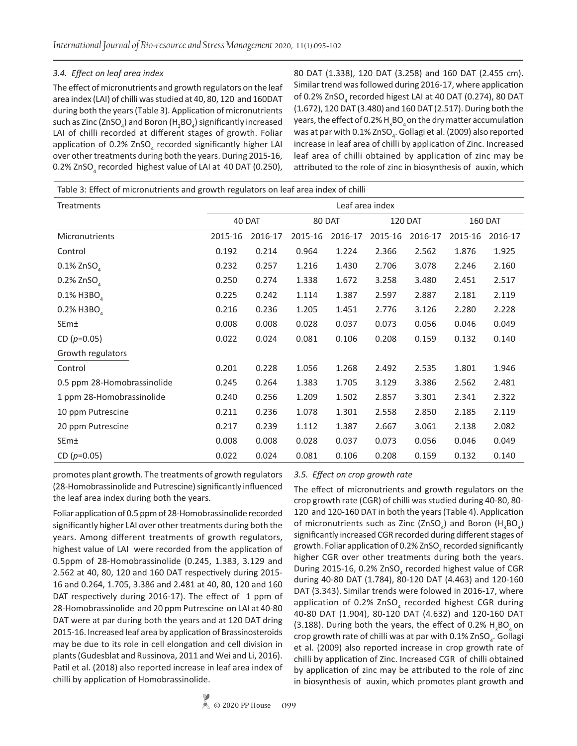### 3.4. Effect on leaf area index

The effect of micronutrients and growth regulators on the leaf area index (LAI) of chilli was studied at 40, 80, 120 and 160DAT during both the years (Table 3). Application of micronutrients such as Zinc ($ZnSO_4$) and Boron ($H_3BO_4$) significantly increased LAI of chilli recorded at different stages of growth. Foliar application of 0.2% $ZnSO_4$ recorded significantly higher LAI over other treatments during both the years. During 2015-16, 0.2% $ZnSO_4$ recorded highest value of LAI at 40 DAT (0.250), 80 DAT (1.338), 120 DAT (3.258) and 160 DAT (2.455 cm). Similar trend was followed during 2016-17, where application of 0.2% $ZnSO_4$ recorded higest LAI at 40 DAT (0.274), 80 DAT (1.672), 120 DAT (3.480) and 160 DAT (2.517). During both the years, the effect of 0.2% $H_3BO_4$ on the dry matter accumulation was at par with 0.1% $ZnSO_4$. Gollagi et al. (2009) also reported increase in leaf area of chilli by application of Zinc. Increased leaf area of chilli obtained by application of zinc may be attributed to the role of zinc in biosynthesis of auxin, which promotes plant growth. The treatments of growth regulators (28-Homobrassinolide and Putrescine) significantly influenced the leaf area index during both the years.

Table 3: Effect of micronutrients and growth regulators on leaf area index of chilli

| Treatments | Leaf area index | | | | | | | |
|---|---|---|---|---|---|---|---|---|
| | 40 DAT | | 80 DAT | | 120 DAT | | 160 DAT | |
| Micronutrients | 2015-16 | 2016-17 | 2015-16 | 2016-17 | 2015-16 | 2016-17 | 2015-16 | 2016-17 |
| Control | 0.192 | 0.214 | 0.964 | 1.224 | 2.366 | 2.562 | 1.876 | 1.925 |
| 0.1% $ZnSO_4$ | 0.232 | 0.257 | 1.216 | 1.430 | 2.706 | 3.078 | 2.246 | 2.160 |
| 0.2% $ZnSO_4$ | 0.250 | 0.274 | 1.338 | 1.672 | 3.258 | 3.480 | 2.451 | 2.517 |
| 0.1% $H3BO_4$ | 0.225 | 0.242 | 1.114 | 1.387 | 2.597 | 2.887 | 2.181 | 2.119 |
| 0.2% $H3BO_4$ | 0.216 | 0.236 | 1.205 | 1.451 | 2.776 | 3.126 | 2.280 | 2.228 |
| SEm± | 0.008 | 0.008 | 0.028 | 0.037 | 0.073 | 0.056 | 0.046 | 0.049 |
| CD ($p$=0.05) | 0.022 | 0.024 | 0.081 | 0.106 | 0.208 | 0.159 | 0.132 | 0.140 |
| Growth regulators | | | | | | | | |
| Control | 0.201 | 0.228 | 1.056 | 1.268 | 2.492 | 2.535 | 1.801 | 1.946 |
| 0.5 ppm 28-Homobrassinolide | 0.245 | 0.264 | 1.383 | 1.705 | 3.129 | 3.386 | 2.562 | 2.481 |
| 1 ppm 28-Homobrassinolide | 0.240 | 0.256 | 1.209 | 1.502 | 2.857 | 3.301 | 2.341 | 2.322 |
| 10 ppm Putrescine | 0.211 | 0.236 | 1.078 | 1.301 | 2.558 | 2.850 | 2.185 | 2.119 |
| 20 ppm Putrescine | 0.217 | 0.239 | 1.112 | 1.387 | 2.667 | 3.061 | 2.138 | 2.082 |
| SEm± | 0.008 | 0.008 | 0.028 | 0.037 | 0.073 | 0.056 | 0.046 | 0.049 |
| CD ($p$=0.05) | 0.022 | 0.024 | 0.081 | 0.106 | 0.208 | 0.159 | 0.132 | 0.140 |

Foliar application of 0.5 ppm of 28-Homobrassinolide recorded significantly higher LAI over other treatments during both the years. Among different treatments of growth regulators, highest value of LAI were recorded from the application of 0.5ppm of 28-Homobrassinolide (0.245, 1.383, 3.129 and 2.562 at 40, 80, 120 and 160 DAT respectively during 2015-16 and 0.264, 1.705, 3.386 and 2.481 at 40, 80, 120 and 160 DAT respectively during 2016-17). The effect of 1 ppm of 28-Homobrassinolide and 20 ppm Putrescine on LAI at 40-80 DAT were at par during both the years and at 120 DAT dring 2015-16. Increased leaf area by application of Brassinosteroids may be due to its role in cell elongation and cell division in plants (Gudesblat and Russinova, 2011 and Wei and Li, 2016). Patil et al. (2018) also reported increase in leaf area index of chilli by application of Homobrassinolide.

### 3.5. Effect on crop growth rate

The effect of micronutrients and growth regulators on the crop growth rate (CGR) of chilli was studied during 40-80, 80-120 and 120-160 DAT in both the years (Table 4). Application of micronutrients such as Zinc ($ZnSO_4$) and Boron ($H_3BO_4$) significantly increased CGR recorded during different stages of growth. Foliar application of 0.2% $ZnSO_4$ recorded significantly higher CGR over other treatments during both the years. During 2015-16, 0.2% $ZnSO_4$ recorded highest value of CGR during 40-80 DAT (1.784), 80-120 DAT (4.463) and 120-160 DAT (3.343). Similar trends were folowed in 2016-17, where application of 0.2% $ZnSO_4$ recorded highest CGR during 40-80 DAT (1.904), 80-120 DAT (4.632) and 120-160 DAT (3.188). During both the years, the effect of 0.2% $H_3BO_4$ on crop growth rate of chilli was at par with 0.1% $ZnSO_4$. Gollagi et al. (2009) also reported increase in crop growth rate of chilli by application of Zinc. Increased CGR of chilli obtained by application of zinc may be attributed to the role of zinc in biosynthesis of auxin, which promotes plant growth and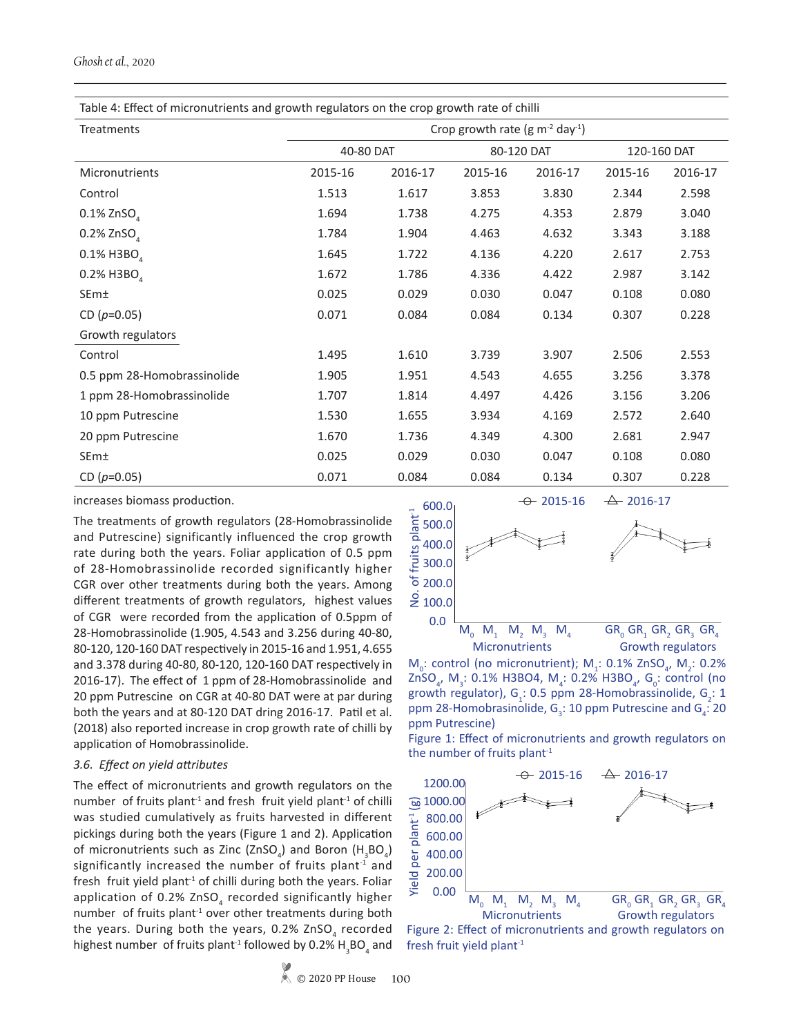Table 4: Effect of micronutrients and growth regulators on the crop growth rate of chilli

| Treatments | Crop growth rate (g m$^{-2}$ day$^{-1}$) | | | | | |
|---|---|---|---|---|---|---|
| | 40-80 DAT | | 80-120 DAT | | 120-160 DAT | |
| Micronutrients | 2015-16 | 2016-17 | 2015-16 | 2016-17 | 2015-16 | 2016-17 |
| Control | 1.513 | 1.617 | 3.853 | 3.830 | 2.344 | 2.598 |
| 0.1% $ZnSO_4$ | 1.694 | 1.738 | 4.275 | 4.353 | 2.879 | 3.040 |
| 0.2% $ZnSO_4$ | 1.784 | 1.904 | 4.463 | 4.632 | 3.343 | 3.188 |
| 0.1% $H3BO_4$ | 1.645 | 1.722 | 4.136 | 4.220 | 2.617 | 2.753 |
| 0.2% $H3BO_4$ | 1.672 | 1.786 | 4.336 | 4.422 | 2.987 | 3.142 |
| SEm± | 0.025 | 0.029 | 0.030 | 0.047 | 0.108 | 0.080 |
| CD ($p$=0.05) | 0.071 | 0.084 | 0.084 | 0.134 | 0.307 | 0.228 |
| Growth regulators | | | | | | |
| Control | 1.495 | 1.610 | 3.739 | 3.907 | 2.506 | 2.553 |
| 0.5 ppm 28-Homobrassinolide | 1.905 | 1.951 | 4.543 | 4.655 | 3.256 | 3.378 |
| 1 ppm 28-Homobrassinolide | 1.707 | 1.814 | 4.497 | 4.426 | 3.156 | 3.206 |
| 10 ppm Putrescine | 1.530 | 1.655 | 3.934 | 4.169 | 2.572 | 2.640 |
| 20 ppm Putrescine | 1.670 | 1.736 | 4.349 | 4.300 | 2.681 | 2.947 |
| SEm± | 0.025 | 0.029 | 0.030 | 0.047 | 0.108 | 0.080 |
| CD ($p$=0.05) | 0.071 | 0.084 | 0.084 | 0.134 | 0.307 | 0.228 |

increases biomass production.

The treatments of growth regulators (28-Homobrassinolide and Putrescine) significantly influenced the crop growth rate during both the years. Foliar application of 0.5 ppm of 28-Homobrassinolide recorded significantly higher CGR over other treatments during both the years. Among different treatments of growth regulators, highest values of CGR were recorded from the application of 0.5ppm of 28-Homobrassinolide (1.905, 4.543 and 3.256 during 40-80, 80-120, 120-160 DAT respectively in 2015-16 and 1.951, 4.655 and 3.378 during 40-80, 80-120, 120-160 DAT respectively in 2016-17). The effect of 1 ppm of 28-Homobrassinolide and 20 ppm Putrescine on CGR at 40-80 DAT were at par during both the years and at 80-120 DAT dring 2016-17. Patil et al. (2018) also reported increase in crop growth rate of chilli by application of Homobrassinolide.

### 3.6. *Effect on yield attributes*

The effect of micronutrients and growth regulators on the number of fruits plant$^{-1}$ and fresh fruit yield plant$^{-1}$ of chilli was studied cumulatively as fruits harvested in different pickings during both the years (Figure 1 and 2). Application of micronutrients such as Zinc ($ZnSO_4$) and Boron ($H_3BO_4$) significantly increased the number of fruits plant$^{-1}$ and fresh fruit yield plant$^{-1}$ of chilli during both the years. Foliar application of 0.2% $ZnSO_4$ recorded significantly higher number of fruits plant$^{-1}$ over other treatments during both the years. During both the years, 0.2% $ZnSO_4$ recorded highest number of fruits plant$^{-1}$ followed by 0.2% $H_3BO_4$ and

$M_0$: control (no micronutrient); $M_1$: 0.1% $ZnSO_4$, $M_2$: 0.2% $ZnSO_4$, $M_3$: 0.1% H3BO4, $M_4$: 0.2% $H_3BO_4$, $G_0$: control (no growth regulator), $G_1$: 0.5 ppm 28-Homobrassinolide, $G_2$: 1 ppm 28-Homobrasinolide, $G_3$: 10 ppm Putrescine and $G_4$: 20 ppm Putrescine)

Figure 1: Effect of micronutrients and growth regulators on the number of fruits plant$^{-1}$

Figure 2: Effect of micronutrients and growth regulators on fresh fruit yield plant$^{-1}$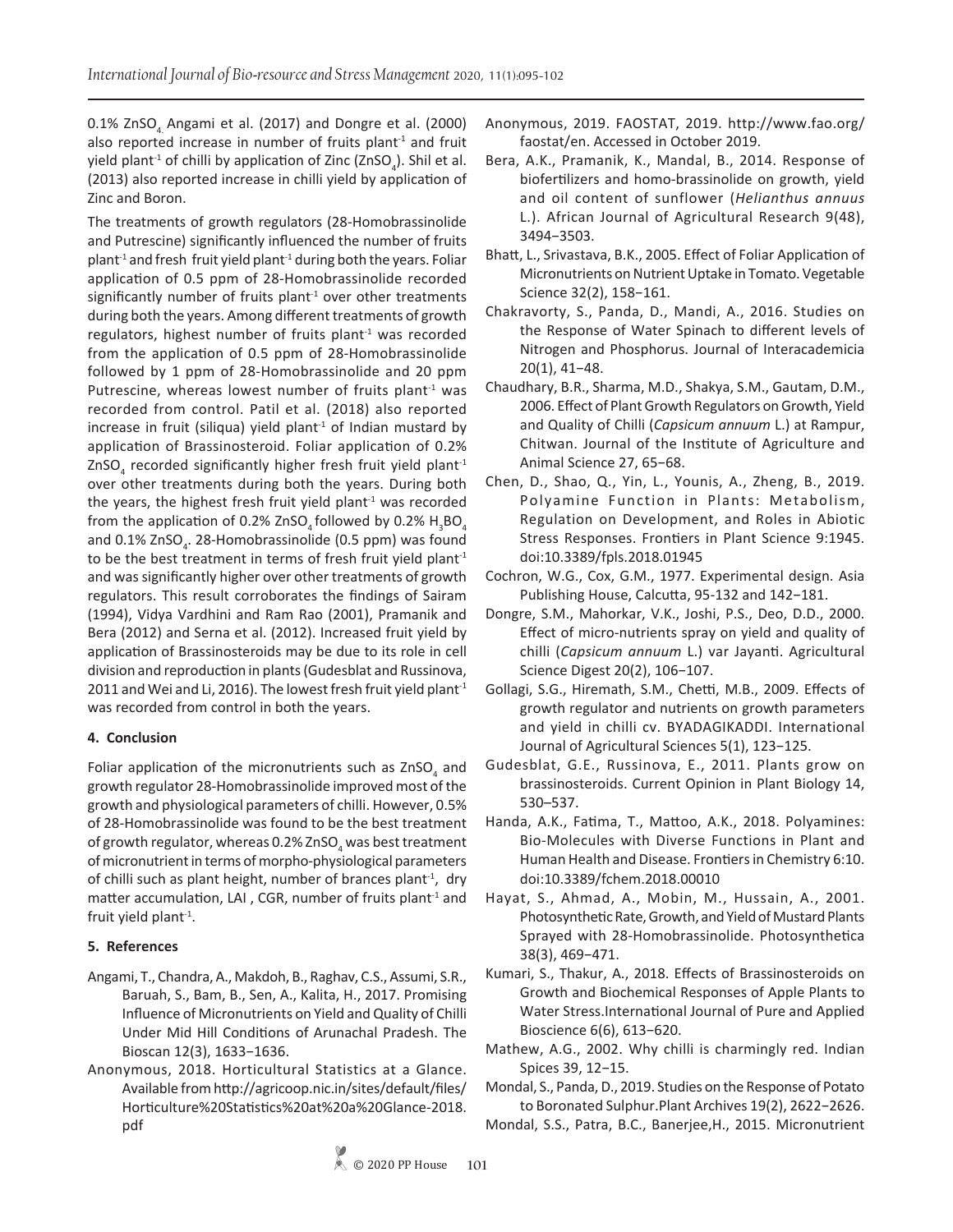0.1% $ZnSO_4$. Angami et al. (2017) and Dongre et al. (2000) also reported increase in number of fruits plant$^{-1}$ and fruit yield plant$^{-1}$ of chilli by application of Zinc ($ZnSO_4$). Shil et al. (2013) also reported increase in chilli yield by application of Zinc and Boron.

The treatments of growth regulators (28-Homobrassinolide and Putrescine) significantly influenced the number of fruits plant$^{-1}$ and fresh fruit yield plant$^{-1}$ during both the years. Foliar application of 0.5 ppm of 28-Homobrassinolide recorded significantly number of fruits plant$^{-1}$ over other treatments during both the years. Among different treatments of growth regulators, highest number of fruits plant$^{-1}$ was recorded from the application of 0.5 ppm of 28-Homobrassinolide followed by 1 ppm of 28-Homobrassinolide and 20 ppm Putrescine, whereas lowest number of fruits plant$^{-1}$ was recorded from control. Patil et al. (2018) also reported increase in fruit (siliqua) yield plant$^{-1}$ of Indian mustard by application of Brassinosteroid. Foliar application of 0.2% $ZnSO_4$ recorded significantly higher fresh fruit yield plant$^{-1}$ over other treatments during both the years. During both the years, the highest fresh fruit yield plant$^{-1}$ was recorded from the application of 0.2% $ZnSO_4$ followed by 0.2% $H_3BO_4$ and 0.1% $ZnSO_4$. 28-Homobrassinolide (0.5 ppm) was found to be the best treatment in terms of fresh fruit yield plant$^{-1}$ and was significantly higher over other treatments of growth regulators. This result corroborates the findings of Sairam (1994), Vidya Vardhini and Ram Rao (2001), Pramanik and Bera (2012) and Serna et al. (2012). Increased fruit yield by application of Brassinosteroids may be due to its role in cell division and reproduction in plants (Gudesblat and Russinova, 2011 and Wei and Li, 2016). The lowest fresh fruit yield plant$^{-1}$ was recorded from control in both the years.

## 4. Conclusion

Foliar application of the micronutrients such as $ZnSO_4$ and growth regulator 28-Homobrassinolide improved most of the growth and physiological parameters of chilli. However, 0.5% of 28-Homobrassinolide was found to be the best treatment of growth regulator, whereas 0.2% $ZnSO_4$ was best treatment of micronutrient in terms of morpho-physiological parameters of chilli such as plant height, number of brances plant$^{-1}$, dry matter accumulation, LAI , CGR, number of fruits plant$^{-1}$ and fruit yield plant$^{-1}$.

## 5. References

Angami, T., Chandra, A., Makdoh, B., Raghav, C.S., Assumi, S.R., Baruah, S., Bam, B., Sen, A., Kalita, H., 2017. Promising Influence of Micronutrients on Yield and Quality of Chilli Under Mid Hill Conditions of Arunachal Pradesh. The Bioscan 12(3), 1633−1636.

Anonymous, 2018. Horticultural Statistics at a Glance. Available from http://agricoop.nic.in/sites/default/files/Horticulture%20Statistics%20at%20a%20Glance-2018.pdf

Anonymous, 2019. FAOSTAT, 2019. http://www.fao.org/faostat/en. Accessed in October 2019.

Bera, A.K., Pramanik, K., Mandal, B., 2014. Response of biofertilizers and homo-brassinolide on growth, yield and oil content of sunflower (*Helianthus annuus* L.). African Journal of Agricultural Research 9(48), 3494−3503.

Bhatt, L., Srivastava, B.K., 2005. Effect of Foliar Application of Micronutrients on Nutrient Uptake in Tomato. Vegetable Science 32(2), 158−161.

Chakravorty, S., Panda, D., Mandi, A., 2016. Studies on the Response of Water Spinach to different levels of Nitrogen and Phosphorus. Journal of Interacademicia 20(1), 41−48.

Chaudhary, B.R., Sharma, M.D., Shakya, S.M., Gautam, D.M., 2006. Effect of Plant Growth Regulators on Growth, Yield and Quality of Chilli (*Capsicum annuum* L.) at Rampur, Chitwan. Journal of the Institute of Agriculture and Animal Science 27, 65−68.

Chen, D., Shao, Q., Yin, L., Younis, A., Zheng, B., 2019. Polyamine Function in Plants: Metabolism, Regulation on Development, and Roles in Abiotic Stress Responses. Frontiers in Plant Science 9:1945. doi:10.3389/fpls.2018.01945

Cochron, W.G., Cox, G.M., 1977. Experimental design. Asia Publishing House, Calcutta, 95-132 and 142−181.

Dongre, S.M., Mahorkar, V.K., Joshi, P.S., Deo, D.D., 2000. Effect of micro-nutrients spray on yield and quality of chilli (*Capsicum annuum* L.) var Jayanti. Agricultural Science Digest 20(2), 106−107.

Gollagi, S.G., Hiremath, S.M., Chetti, M.B., 2009. Effects of growth regulator and nutrients on growth parameters and yield in chilli cv. BYADAGIKADDI. International Journal of Agricultural Sciences 5(1), 123−125.

Gudesblat, G.E., Russinova, E., 2011. Plants grow on brassinosteroids. Current Opinion in Plant Biology 14, 530–537.

Handa, A.K., Fatima, T., Mattoo, A.K., 2018. Polyamines: Bio-Molecules with Diverse Functions in Plant and Human Health and Disease. Frontiers in Chemistry 6:10. doi:10.3389/fchem.2018.00010

Hayat, S., Ahmad, A., Mobin, M., Hussain, A., 2001. Photosynthetic Rate, Growth, and Yield of Mustard Plants Sprayed with 28-Homobrassinolide. Photosynthetica 38(3), 469−471.

Kumari, S., Thakur, A., 2018. Effects of Brassinosteroids on Growth and Biochemical Responses of Apple Plants to Water Stress.International Journal of Pure and Applied Bioscience 6(6), 613−620.

Mathew, A.G., 2002. Why chilli is charmingly red. Indian Spices 39, 12−15.

Mondal, S., Panda, D., 2019. Studies on the Response of Potato to Boronated Sulphur.Plant Archives 19(2), 2622−2626.

Mondal, S.S., Patra, B.C., Banerjee,H., 2015. Micronutrient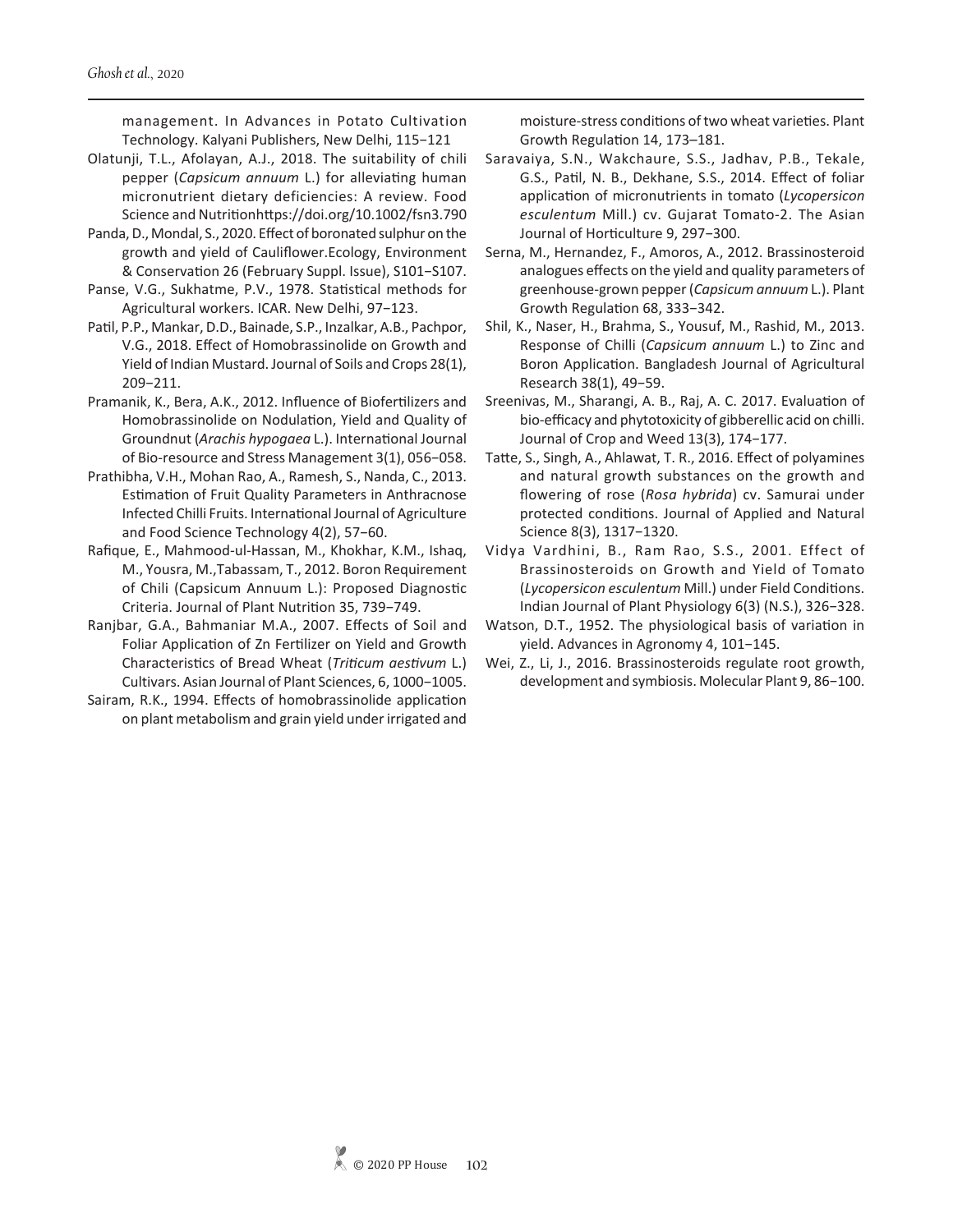management. In Advances in Potato Cultivation Technology. Kalyani Publishers, New Delhi, 115−121

Olatunji, T.L., Afolayan, A.J., 2018. The suitability of chili pepper (*Capsicum annuum* L.) for alleviating human micronutrient dietary deficiencies: A review. Food Science and Nutritionhttps://doi.org/10.1002/fsn3.790

Panda, D., Mondal, S., 2020. Effect of boronated sulphur on the growth and yield of Cauliflower.Ecology, Environment & Conservation 26 (February Suppl. Issue), S101−S107.

Panse, V.G., Sukhatme, P.V., 1978. Statistical methods for Agricultural workers. ICAR. New Delhi, 97−123.

Patil, P.P., Mankar, D.D., Bainade, S.P., Inzalkar, A.B., Pachpor, V.G., 2018. Effect of Homobrassinolide on Growth and Yield of Indian Mustard. Journal of Soils and Crops 28(1), 209−211.

Pramanik, K., Bera, A.K., 2012. Influence of Biofertilizers and Homobrassinolide on Nodulation, Yield and Quality of Groundnut (*Arachis hypogaea* L.). International Journal of Bio-resource and Stress Management 3(1), 056−058.

Prathibha, V.H., Mohan Rao, A., Ramesh, S., Nanda, C., 2013. Estimation of Fruit Quality Parameters in Anthracnose Infected Chilli Fruits. International Journal of Agriculture and Food Science Technology 4(2), 57−60.

Rafique, E., Mahmood-ul-Hassan, M., Khokhar, K.M., Ishaq, M., Yousra, M.,Tabassam, T., 2012. Boron Requirement of Chili (Capsicum Annuum L.): Proposed Diagnostic Criteria. Journal of Plant Nutrition 35, 739−749.

Ranjbar, G.A., Bahmaniar M.A., 2007. Effects of Soil and Foliar Application of Zn Fertilizer on Yield and Growth Characteristics of Bread Wheat (*Triticum aestivum* L.) Cultivars. Asian Journal of Plant Sciences, 6, 1000−1005.

Sairam, R.K., 1994. Effects of homobrassinolide application on plant metabolism and grain yield under irrigated and moisture-stress conditions of two wheat varieties. Plant Growth Regulation 14, 173–181.

Saravaiya, S.N., Wakchaure, S.S., Jadhav, P.B., Tekale, G.S., Patil, N. B., Dekhane, S.S., 2014. Effect of foliar application of micronutrients in tomato (*Lycopersicon esculentum* Mill.) cv. Gujarat Tomato-2. The Asian Journal of Horticulture 9, 297−300.

Serna, M., Hernandez, F., Amoros, A., 2012. Brassinosteroid analogues effects on the yield and quality parameters of greenhouse-grown pepper (*Capsicum annuum* L.). Plant Growth Regulation 68, 333−342.

Shil, K., Naser, H., Brahma, S., Yousuf, M., Rashid, M., 2013. Response of Chilli (*Capsicum annuum* L.) to Zinc and Boron Application. Bangladesh Journal of Agricultural Research 38(1), 49−59.

Sreenivas, M., Sharangi, A. B., Raj, A. C. 2017. Evaluation of bio-efficacy and phytotoxicity of gibberellic acid on chilli. Journal of Crop and Weed 13(3), 174−177.

Tatte, S., Singh, A., Ahlawat, T. R., 2016. Effect of polyamines and natural growth substances on the growth and flowering of rose (*Rosa hybrida*) cv. Samurai under protected conditions. Journal of Applied and Natural Science 8(3), 1317−1320.

Vidya Vardhini, B., Ram Rao, S.S., 2001. Effect of Brassinosteroids on Growth and Yield of Tomato (*Lycopersicon esculentum* Mill.) under Field Conditions. Indian Journal of Plant Physiology 6(3) (N.S.), 326−328.

Watson, D.T., 1952. The physiological basis of variation in yield. Advances in Agronomy 4, 101−145.

Wei, Z., Li, J., 2016. Brassinosteroids regulate root growth, development and symbiosis. Molecular Plant 9, 86−100.